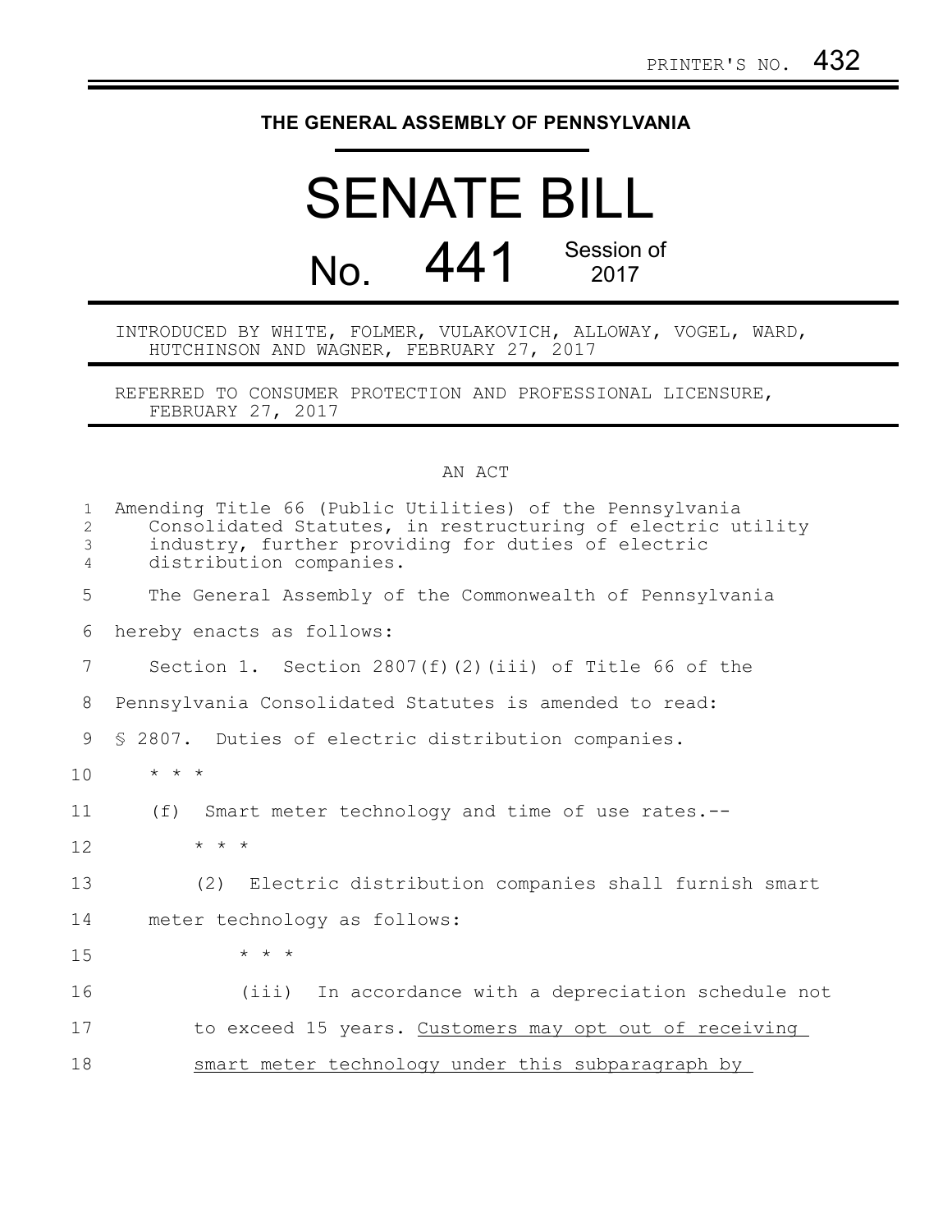PRINTER'S NO. 432

**THE GENERAL ASSEMBLY OF PENNSYLVANIA**

# SENATE BILL

# No. 441 Session of 2017

INTRODUCED BY WHITE, FOLMER, VULAKOVICH, ALLOWAY, VOGEL, WARD, HUTCHINSON AND WAGNER, FEBRUARY 27, 2017

REFERRED TO CONSUMER PROTECTION AND PROFESSIONAL LICENSURE, FEBRUARY 27, 2017

## AN ACT

Amending Title 66 (Public Utilities) of the Pennsylvania Consolidated Statutes, in restructuring of electric utility industry, further providing for duties of electric distribution companies.

The General Assembly of the Commonwealth of Pennsylvania hereby enacts as follows:

Section 1. Section 2807(f)(2)(iii) of Title 66 of the Pennsylvania Consolidated Statutes is amended to read:

§ 2807. Duties of electric distribution companies.

\* \* \*

(f) Smart meter technology and time of use rates.--

\* \* \*

(2) Electric distribution companies shall furnish smart meter technology as follows:

\* \* \*

(iii) In accordance with a depreciation schedule not to exceed 15 years. <u>Customers may opt out of receiving smart meter technology under this subparagraph by</u>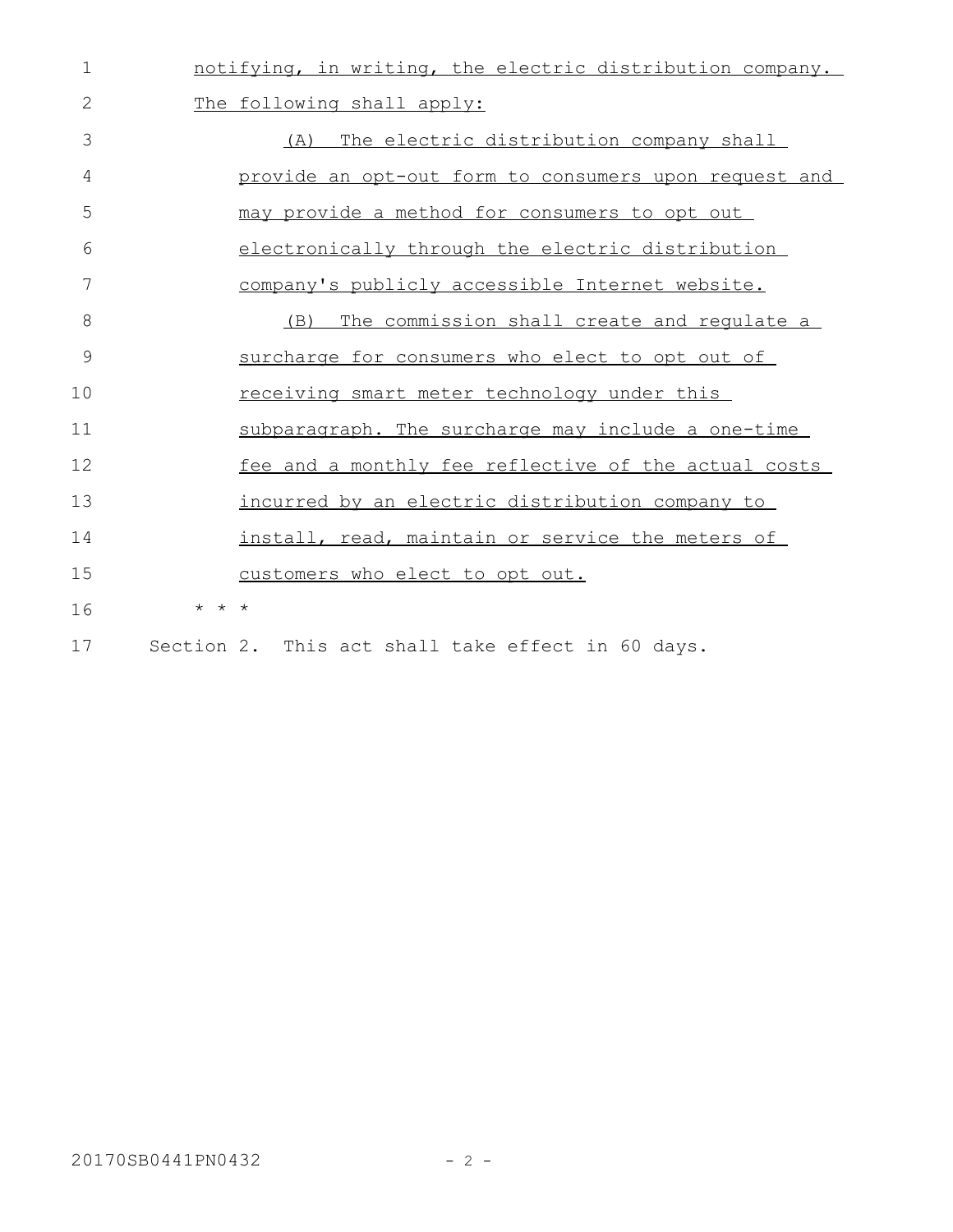notifying, in writing, the electric distribution company. The following shall apply:

(A) The electric distribution company shall provide an opt-out form to consumers upon request and may provide a method for consumers to opt out electronically through the electric distribution company's publicly accessible Internet website.

(B) The commission shall create and regulate a surcharge for consumers who elect to opt out of receiving smart meter technology under this subparagraph. The surcharge may include a one-time fee and a monthly fee reflective of the actual costs incurred by an electric distribution company to install, read, maintain or service the meters of customers who elect to opt out.

* * *

Section 2. This act shall take effect in 60 days.